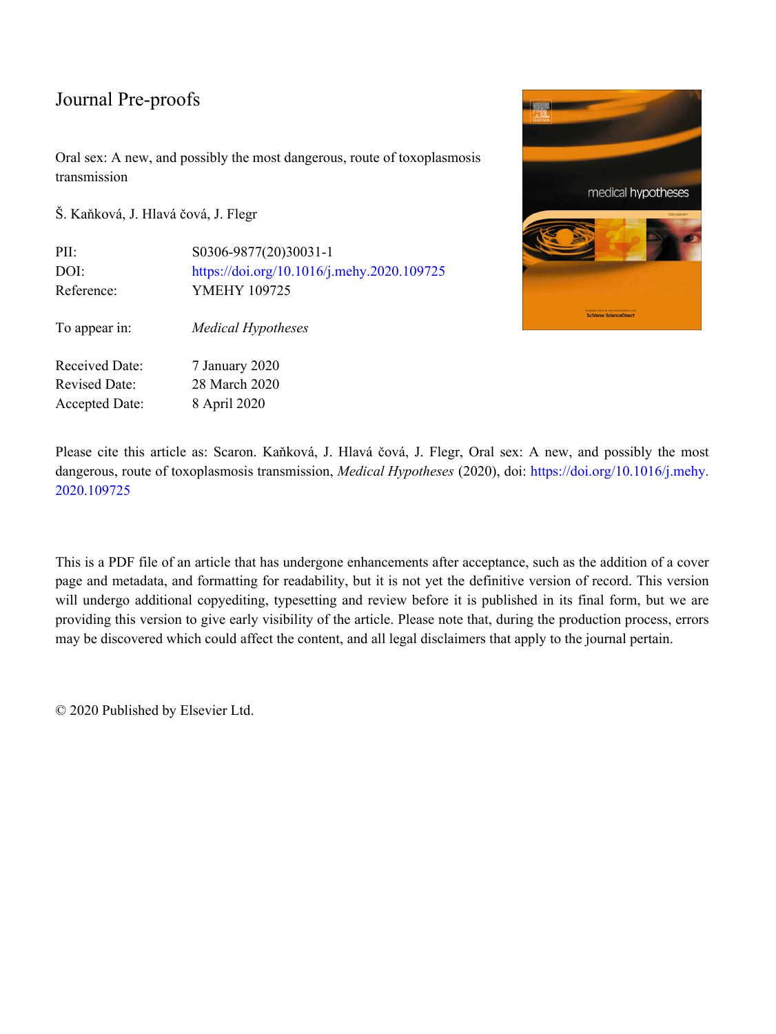Journal Pre-proofs

Oral sex: A new, and possibly the most dangerous, route of toxoplasmosis transmission

Š. Kaňková, J. Hlavá čová, J. Flegr

| | |
|---|---|
| PII: | S0306-9877(20)30031-1 |
| DOI: | https://doi.org/10.1016/j.mehy.2020.109725 |
| Reference: | YMEHY 109725 |
| To appear in: | *Medical Hypotheses* |
| Received Date: | 7 January 2020 |
| Revised Date: | 28 March 2020 |
| Accepted Date: | 8 April 2020 |

Please cite this article as: Scaron. Kaňková, J. Hlavá čová, J. Flegr, Oral sex: A new, and possibly the most dangerous, route of toxoplasmosis transmission, *Medical Hypotheses* (2020), doi: https://doi.org/10.1016/j.mehy.2020.109725

This is a PDF file of an article that has undergone enhancements after acceptance, such as the addition of a cover page and metadata, and formatting for readability, but it is not yet the definitive version of record. This version will undergo additional copyediting, typesetting and review before it is published in its final form, but we are providing this version to give early visibility of the article. Please note that, during the production process, errors may be discovered which could affect the content, and all legal disclaimers that apply to the journal pertain.

© 2020 Published by Elsevier Ltd.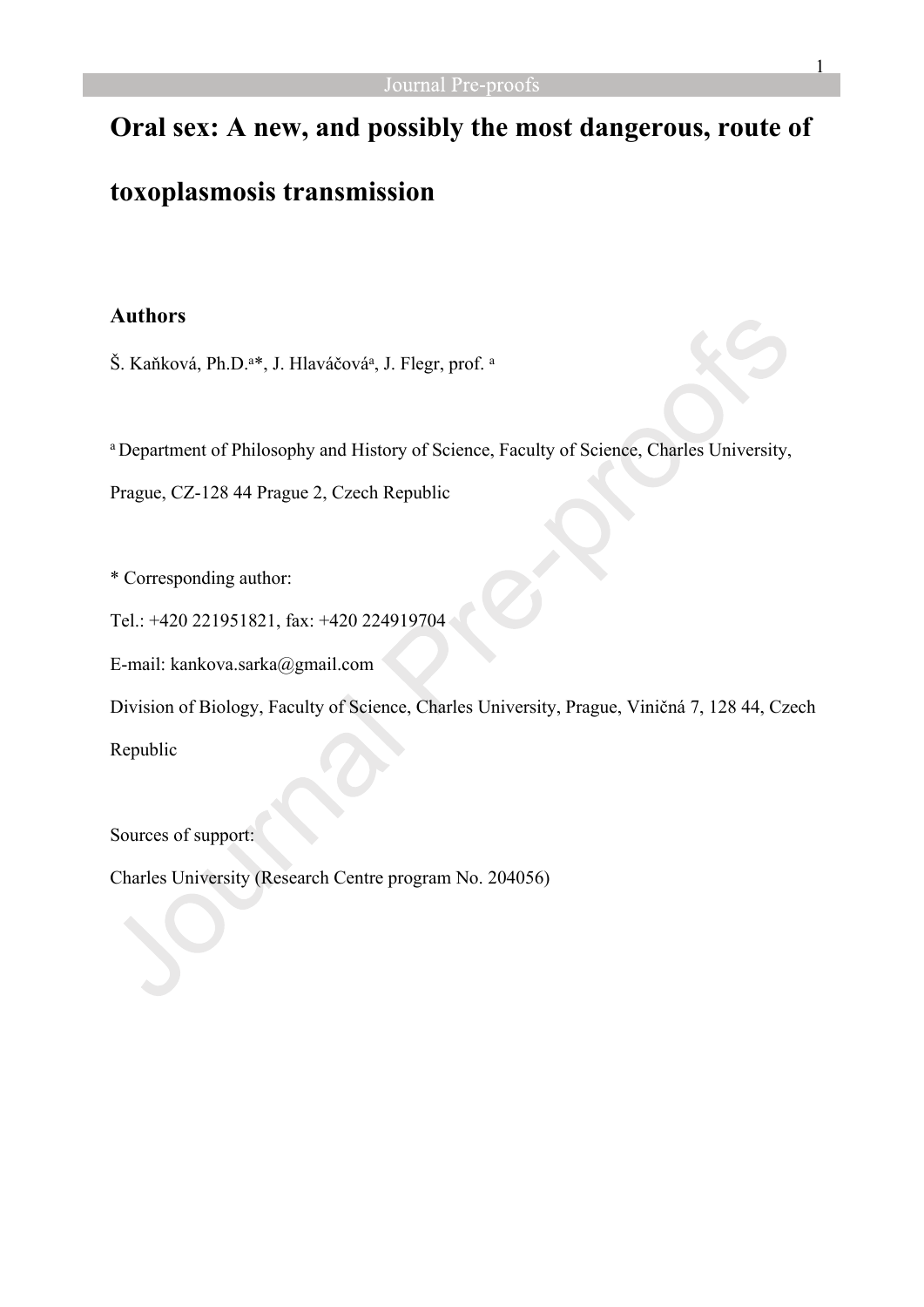# Oral sex: A new, and possibly the most dangerous, route of toxoplasmosis transmission

## Authors

Š. Kaňková, Ph.D.[a]*, J. Hlaváčová[a], J. Flegr, prof. [a]

[a] Department of Philosophy and History of Science, Faculty of Science, Charles University, Prague, CZ-128 44 Prague 2, Czech Republic

\* Corresponding author:

Tel.: +420 221951821, fax: +420 224919704

E-mail: kankova.sarka@gmail.com

Division of Biology, Faculty of Science, Charles University, Prague, Viničná 7, 128 44, Czech Republic

Sources of support:

Charles University (Research Centre program No. 204056)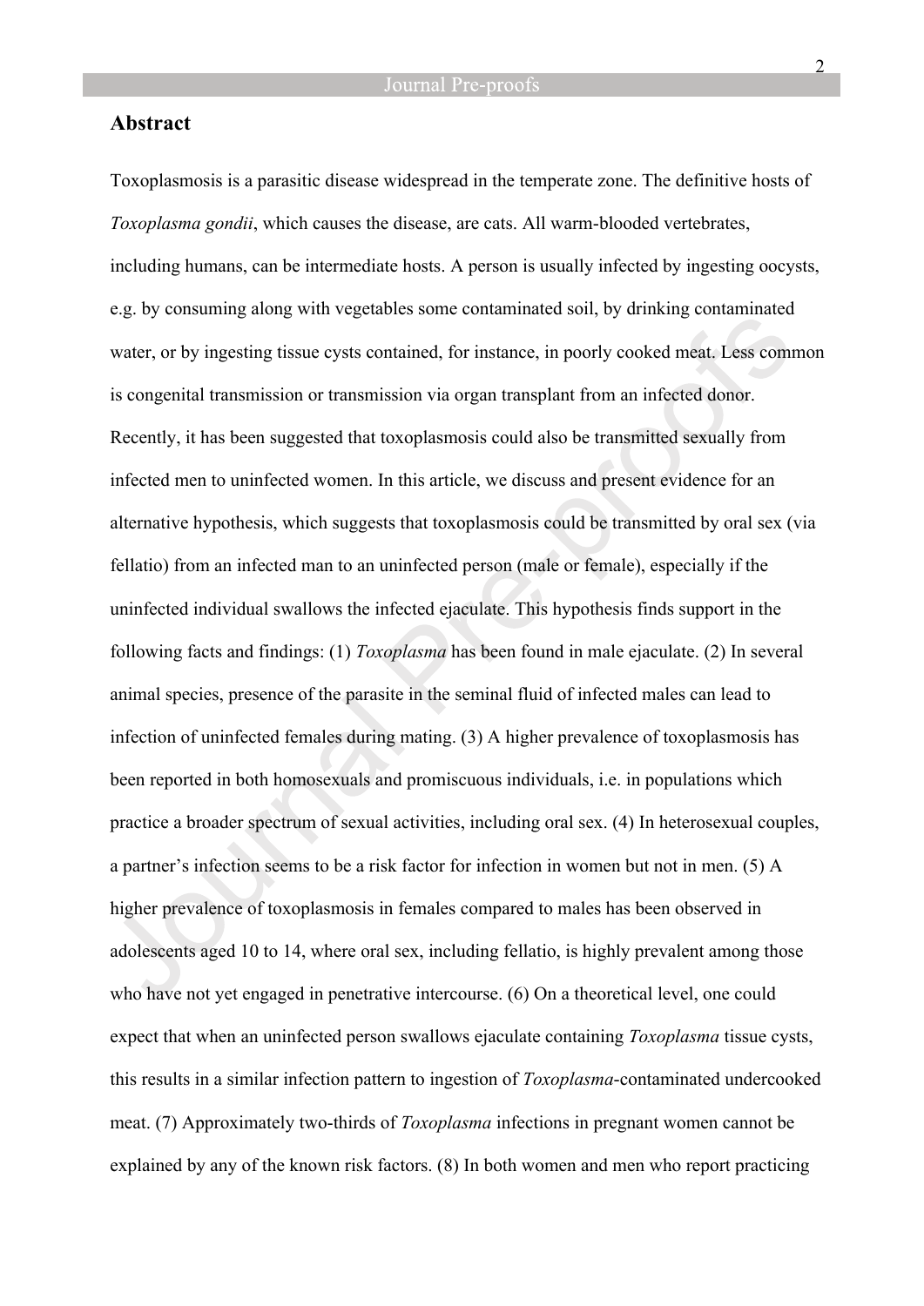## Abstract

Toxoplasmosis is a parasitic disease widespread in the temperate zone. The definitive hosts of *Toxoplasma gondii*, which causes the disease, are cats. All warm-blooded vertebrates, including humans, can be intermediate hosts. A person is usually infected by ingesting oocysts, e.g. by consuming along with vegetables some contaminated soil, by drinking contaminated water, or by ingesting tissue cysts contained, for instance, in poorly cooked meat. Less common is congenital transmission or transmission via organ transplant from an infected donor. Recently, it has been suggested that toxoplasmosis could also be transmitted sexually from infected men to uninfected women. In this article, we discuss and present evidence for an alternative hypothesis, which suggests that toxoplasmosis could be transmitted by oral sex (via fellatio) from an infected man to an uninfected person (male or female), especially if the uninfected individual swallows the infected ejaculate. This hypothesis finds support in the following facts and findings: (1) *Toxoplasma* has been found in male ejaculate. (2) In several animal species, presence of the parasite in the seminal fluid of infected males can lead to infection of uninfected females during mating. (3) A higher prevalence of toxoplasmosis has been reported in both homosexuals and promiscuous individuals, i.e. in populations which practice a broader spectrum of sexual activities, including oral sex. (4) In heterosexual couples, a partner's infection seems to be a risk factor for infection in women but not in men. (5) A higher prevalence of toxoplasmosis in females compared to males has been observed in adolescents aged 10 to 14, where oral sex, including fellatio, is highly prevalent among those who have not yet engaged in penetrative intercourse. (6) On a theoretical level, one could expect that when an uninfected person swallows ejaculate containing *Toxoplasma* tissue cysts, this results in a similar infection pattern to ingestion of *Toxoplasma*-contaminated undercooked meat. (7) Approximately two-thirds of *Toxoplasma* infections in pregnant women cannot be explained by any of the known risk factors. (8) In both women and men who report practicing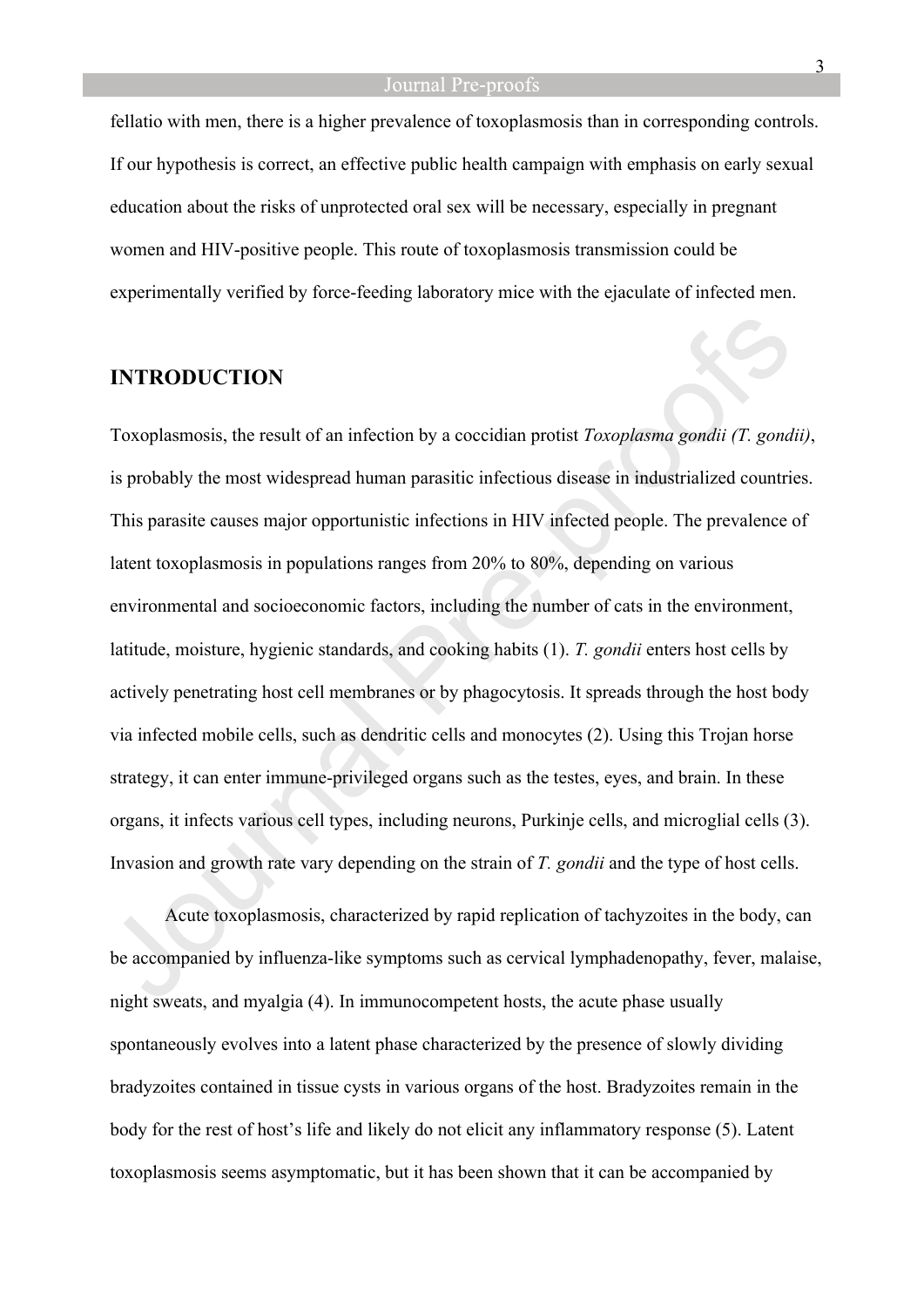fellatio with men, there is a higher prevalence of toxoplasmosis than in corresponding controls. If our hypothesis is correct, an effective public health campaign with emphasis on early sexual education about the risks of unprotected oral sex will be necessary, especially in pregnant women and HIV-positive people. This route of toxoplasmosis transmission could be experimentally verified by force-feeding laboratory mice with the ejaculate of infected men.

## INTRODUCTION

Toxoplasmosis, the result of an infection by a coccidian protist *Toxoplasma gondii (T. gondii)*, is probably the most widespread human parasitic infectious disease in industrialized countries. This parasite causes major opportunistic infections in HIV infected people. The prevalence of latent toxoplasmosis in populations ranges from 20% to 80%, depending on various environmental and socioeconomic factors, including the number of cats in the environment, latitude, moisture, hygienic standards, and cooking habits (1). *T. gondii* enters host cells by actively penetrating host cell membranes or by phagocytosis. It spreads through the host body via infected mobile cells, such as dendritic cells and monocytes (2). Using this Trojan horse strategy, it can enter immune-privileged organs such as the testes, eyes, and brain. In these organs, it infects various cell types, including neurons, Purkinje cells, and microglial cells (3). Invasion and growth rate vary depending on the strain of *T. gondii* and the type of host cells.

Acute toxoplasmosis, characterized by rapid replication of tachyzoites in the body, can be accompanied by influenza-like symptoms such as cervical lymphadenopathy, fever, malaise, night sweats, and myalgia (4). In immunocompetent hosts, the acute phase usually spontaneously evolves into a latent phase characterized by the presence of slowly dividing bradyzoites contained in tissue cysts in various organs of the host. Bradyzoites remain in the body for the rest of host's life and likely do not elicit any inflammatory response (5). Latent toxoplasmosis seems asymptomatic, but it has been shown that it can be accompanied by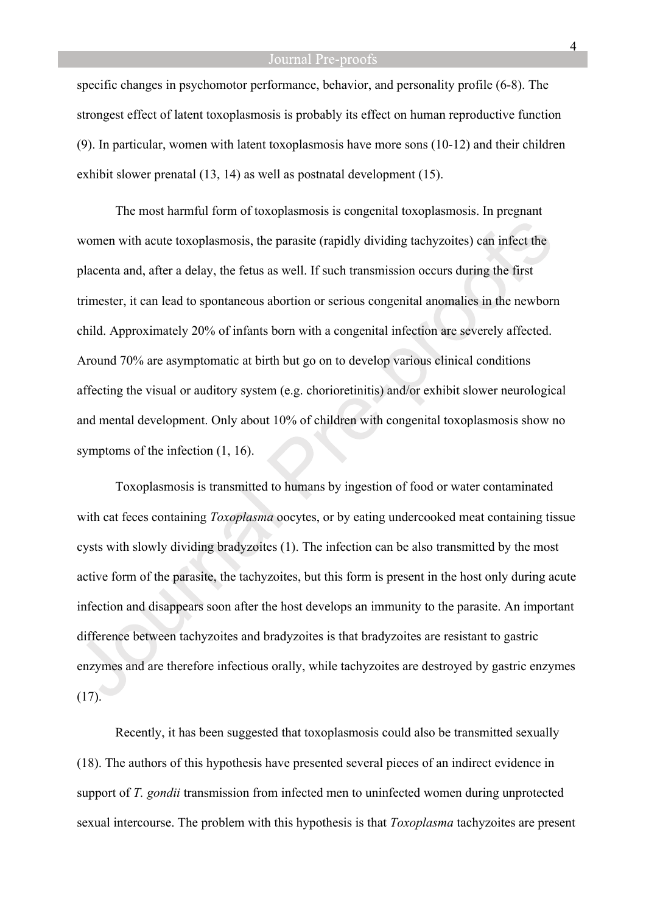specific changes in psychomotor performance, behavior, and personality profile (6-8). The strongest effect of latent toxoplasmosis is probably its effect on human reproductive function (9). In particular, women with latent toxoplasmosis have more sons (10-12) and their children exhibit slower prenatal (13, 14) as well as postnatal development (15).

The most harmful form of toxoplasmosis is congenital toxoplasmosis. In pregnant women with acute toxoplasmosis, the parasite (rapidly dividing tachyzoites) can infect the placenta and, after a delay, the fetus as well. If such transmission occurs during the first trimester, it can lead to spontaneous abortion or serious congenital anomalies in the newborn child. Approximately 20% of infants born with a congenital infection are severely affected. Around 70% are asymptomatic at birth but go on to develop various clinical conditions affecting the visual or auditory system (e.g. chorioretinitis) and/or exhibit slower neurological and mental development. Only about 10% of children with congenital toxoplasmosis show no symptoms of the infection (1, 16).

Toxoplasmosis is transmitted to humans by ingestion of food or water contaminated with cat feces containing *Toxoplasma* oocytes, or by eating undercooked meat containing tissue cysts with slowly dividing bradyzoites (1). The infection can be also transmitted by the most active form of the parasite, the tachyzoites, but this form is present in the host only during acute infection and disappears soon after the host develops an immunity to the parasite. An important difference between tachyzoites and bradyzoites is that bradyzoites are resistant to gastric enzymes and are therefore infectious orally, while tachyzoites are destroyed by gastric enzymes (17).

Recently, it has been suggested that toxoplasmosis could also be transmitted sexually (18). The authors of this hypothesis have presented several pieces of an indirect evidence in support of *T. gondii* transmission from infected men to uninfected women during unprotected sexual intercourse. The problem with this hypothesis is that *Toxoplasma* tachyzoites are present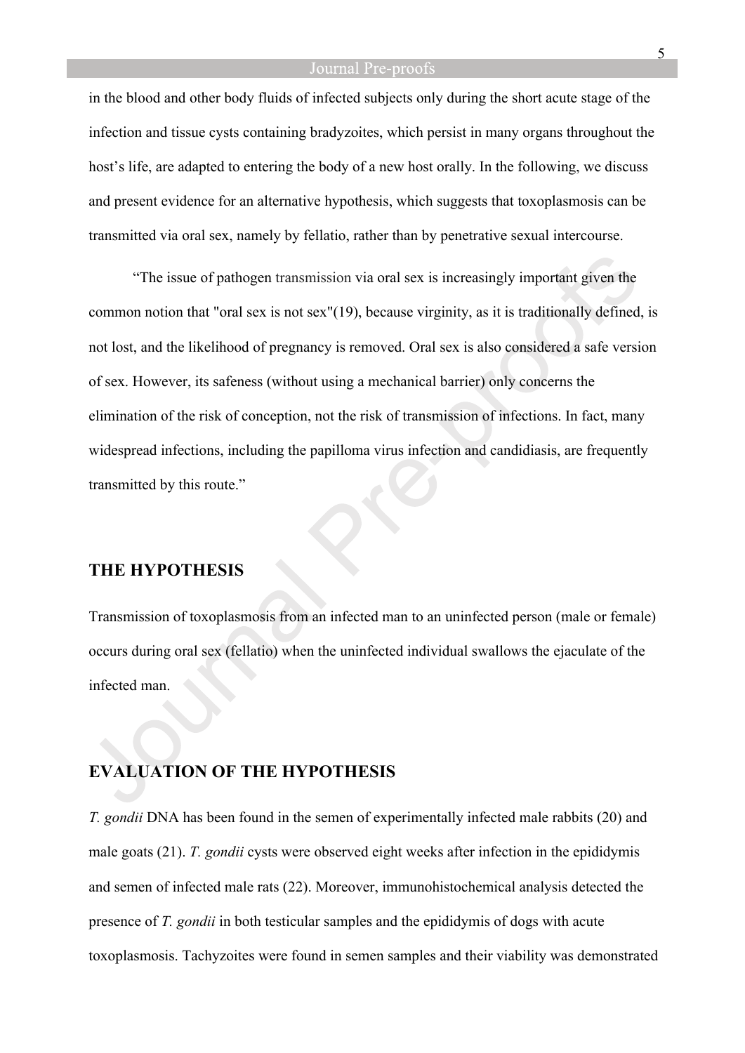in the blood and other body fluids of infected subjects only during the short acute stage of the infection and tissue cysts containing bradyzoites, which persist in many organs throughout the host's life, are adapted to entering the body of a new host orally. In the following, we discuss and present evidence for an alternative hypothesis, which suggests that toxoplasmosis can be transmitted via oral sex, namely by fellatio, rather than by penetrative sexual intercourse.

"The issue of pathogen transmission via oral sex is increasingly important given the common notion that "oral sex is not sex"(19), because virginity, as it is traditionally defined, is not lost, and the likelihood of pregnancy is removed. Oral sex is also considered a safe version of sex. However, its safeness (without using a mechanical barrier) only concerns the elimination of the risk of conception, not the risk of transmission of infections. In fact, many widespread infections, including the papilloma virus infection and candidiasis, are frequently transmitted by this route."

## THE HYPOTHESIS

Transmission of toxoplasmosis from an infected man to an uninfected person (male or female) occurs during oral sex (fellatio) when the uninfected individual swallows the ejaculate of the infected man.

## EVALUATION OF THE HYPOTHESIS

*T. gondii* DNA has been found in the semen of experimentally infected male rabbits (20) and male goats (21). *T. gondii* cysts were observed eight weeks after infection in the epididymis and semen of infected male rats (22). Moreover, immunohistochemical analysis detected the presence of *T. gondii* in both testicular samples and the epididymis of dogs with acute toxoplasmosis. Tachyzoites were found in semen samples and their viability was demonstrated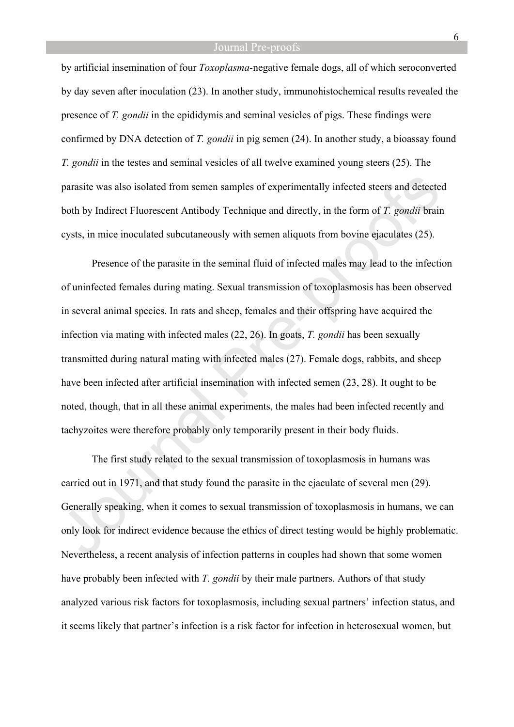by artificial insemination of four *Toxoplasma*-negative female dogs, all of which seroconverted by day seven after inoculation (23). In another study, immunohistochemical results revealed the presence of *T. gondii* in the epididymis and seminal vesicles of pigs. These findings were confirmed by DNA detection of *T. gondii* in pig semen (24). In another study, a bioassay found *T. gondii* in the testes and seminal vesicles of all twelve examined young steers (25). The parasite was also isolated from semen samples of experimentally infected steers and detected both by Indirect Fluorescent Antibody Technique and directly, in the form of *T. gondii* brain cysts, in mice inoculated subcutaneously with semen aliquots from bovine ejaculates (25).

Presence of the parasite in the seminal fluid of infected males may lead to the infection of uninfected females during mating. Sexual transmission of toxoplasmosis has been observed in several animal species. In rats and sheep, females and their offspring have acquired the infection via mating with infected males (22, 26). In goats, *T. gondii* has been sexually transmitted during natural mating with infected males (27). Female dogs, rabbits, and sheep have been infected after artificial insemination with infected semen (23, 28). It ought to be noted, though, that in all these animal experiments, the males had been infected recently and tachyzoites were therefore probably only temporarily present in their body fluids.

The first study related to the sexual transmission of toxoplasmosis in humans was carried out in 1971, and that study found the parasite in the ejaculate of several men (29). Generally speaking, when it comes to sexual transmission of toxoplasmosis in humans, we can only look for indirect evidence because the ethics of direct testing would be highly problematic. Nevertheless, a recent analysis of infection patterns in couples had shown that some women have probably been infected with *T. gondii* by their male partners. Authors of that study analyzed various risk factors for toxoplasmosis, including sexual partners' infection status, and it seems likely that partner's infection is a risk factor for infection in heterosexual women, but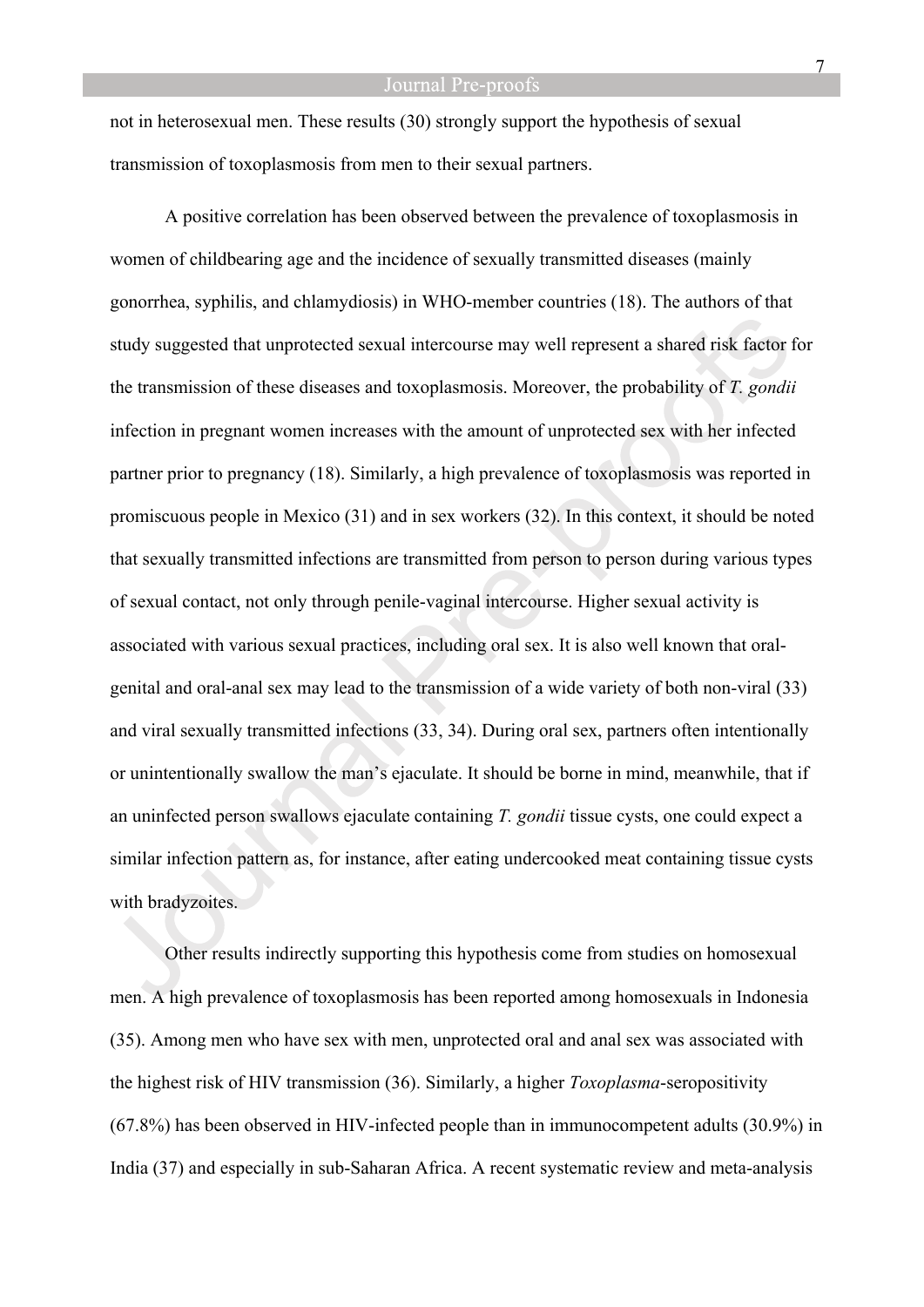not in heterosexual men. These results (30) strongly support the hypothesis of sexual transmission of toxoplasmosis from men to their sexual partners.

A positive correlation has been observed between the prevalence of toxoplasmosis in women of childbearing age and the incidence of sexually transmitted diseases (mainly gonorrhea, syphilis, and chlamydiosis) in WHO-member countries (18). The authors of that study suggested that unprotected sexual intercourse may well represent a shared risk factor for the transmission of these diseases and toxoplasmosis. Moreover, the probability of *T. gondii* infection in pregnant women increases with the amount of unprotected sex with her infected partner prior to pregnancy (18). Similarly, a high prevalence of toxoplasmosis was reported in promiscuous people in Mexico (31) and in sex workers (32). In this context, it should be noted that sexually transmitted infections are transmitted from person to person during various types of sexual contact, not only through penile-vaginal intercourse. Higher sexual activity is associated with various sexual practices, including oral sex. It is also well known that oral-genital and oral-anal sex may lead to the transmission of a wide variety of both non-viral (33) and viral sexually transmitted infections (33, 34). During oral sex, partners often intentionally or unintentionally swallow the man's ejaculate. It should be borne in mind, meanwhile, that if an uninfected person swallows ejaculate containing *T. gondii* tissue cysts, one could expect a similar infection pattern as, for instance, after eating undercooked meat containing tissue cysts with bradyzoites.

Other results indirectly supporting this hypothesis come from studies on homosexual men. A high prevalence of toxoplasmosis has been reported among homosexuals in Indonesia (35). Among men who have sex with men, unprotected oral and anal sex was associated with the highest risk of HIV transmission (36). Similarly, a higher *Toxoplasma*-seropositivity (67.8%) has been observed in HIV-infected people than in immunocompetent adults (30.9%) in India (37) and especially in sub-Saharan Africa. A recent systematic review and meta-analysis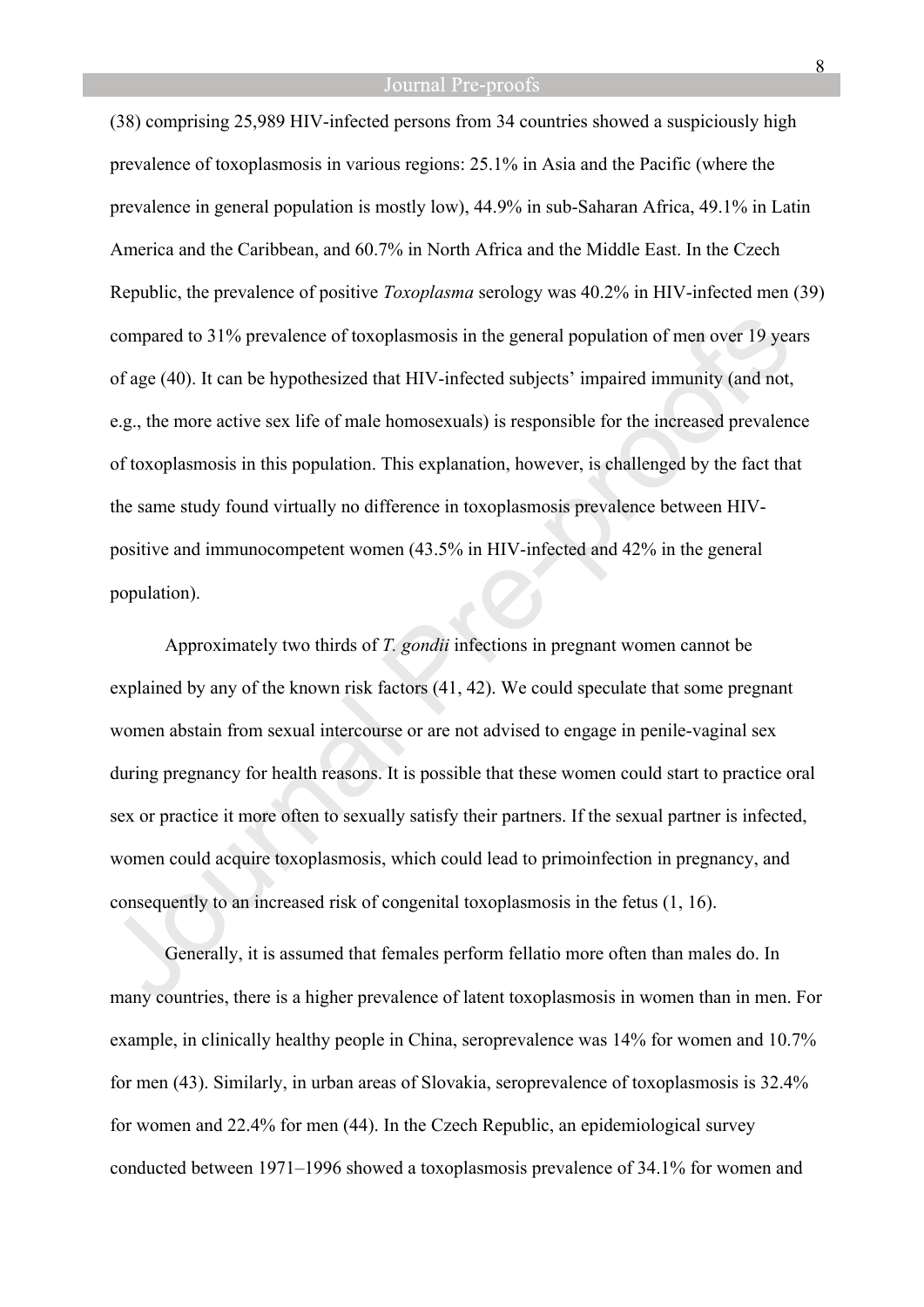(38) comprising 25,989 HIV-infected persons from 34 countries showed a suspiciously high prevalence of toxoplasmosis in various regions: 25.1% in Asia and the Pacific (where the prevalence in general population is mostly low), 44.9% in sub-Saharan Africa, 49.1% in Latin America and the Caribbean, and 60.7% in North Africa and the Middle East. In the Czech Republic, the prevalence of positive *Toxoplasma* serology was 40.2% in HIV-infected men (39) compared to 31% prevalence of toxoplasmosis in the general population of men over 19 years of age (40). It can be hypothesized that HIV-infected subjects' impaired immunity (and not, e.g., the more active sex life of male homosexuals) is responsible for the increased prevalence of toxoplasmosis in this population. This explanation, however, is challenged by the fact that the same study found virtually no difference in toxoplasmosis prevalence between HIV-positive and immunocompetent women (43.5% in HIV-infected and 42% in the general population).

Approximately two thirds of *T. gondii* infections in pregnant women cannot be explained by any of the known risk factors (41, 42). We could speculate that some pregnant women abstain from sexual intercourse or are not advised to engage in penile-vaginal sex during pregnancy for health reasons. It is possible that these women could start to practice oral sex or practice it more often to sexually satisfy their partners. If the sexual partner is infected, women could acquire toxoplasmosis, which could lead to primoinfection in pregnancy, and consequently to an increased risk of congenital toxoplasmosis in the fetus (1, 16).

Generally, it is assumed that females perform fellatio more often than males do. In many countries, there is a higher prevalence of latent toxoplasmosis in women than in men. For example, in clinically healthy people in China, seroprevalence was 14% for women and 10.7% for men (43). Similarly, in urban areas of Slovakia, seroprevalence of toxoplasmosis is 32.4% for women and 22.4% for men (44). In the Czech Republic, an epidemiological survey conducted between 1971–1996 showed a toxoplasmosis prevalence of 34.1% for women and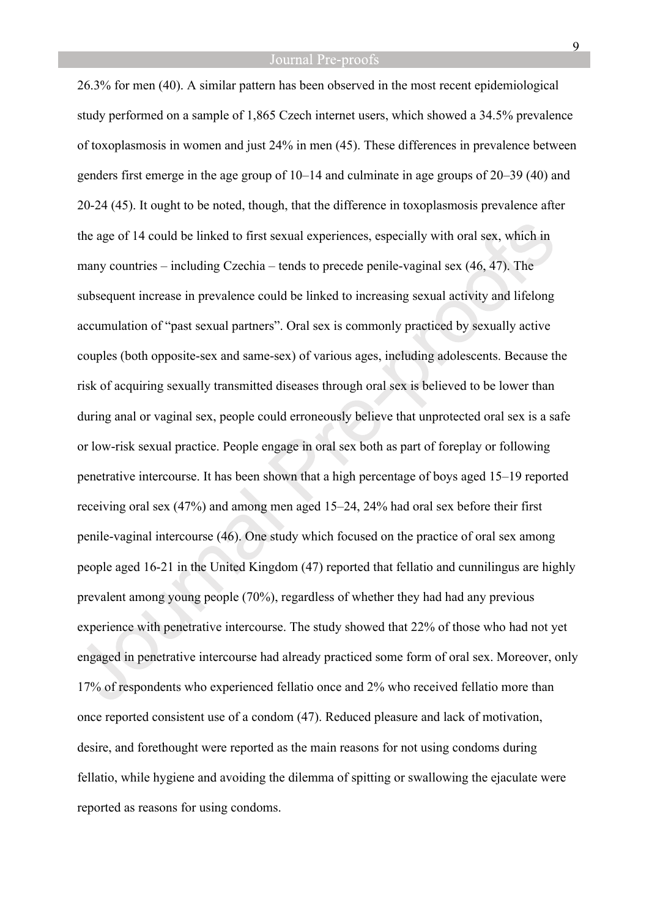26.3% for men (40). A similar pattern has been observed in the most recent epidemiological study performed on a sample of 1,865 Czech internet users, which showed a 34.5% prevalence of toxoplasmosis in women and just 24% in men (45). These differences in prevalence between genders first emerge in the age group of 10–14 and culminate in age groups of 20–39 (40) and 20-24 (45). It ought to be noted, though, that the difference in toxoplasmosis prevalence after the age of 14 could be linked to first sexual experiences, especially with oral sex, which in many countries – including Czechia – tends to precede penile-vaginal sex (46, 47). The subsequent increase in prevalence could be linked to increasing sexual activity and lifelong accumulation of "past sexual partners". Oral sex is commonly practiced by sexually active couples (both opposite-sex and same-sex) of various ages, including adolescents. Because the risk of acquiring sexually transmitted diseases through oral sex is believed to be lower than during anal or vaginal sex, people could erroneously believe that unprotected oral sex is a safe or low-risk sexual practice. People engage in oral sex both as part of foreplay or following penetrative intercourse. It has been shown that a high percentage of boys aged 15–19 reported receiving oral sex (47%) and among men aged 15–24, 24% had oral sex before their first penile-vaginal intercourse (46). One study which focused on the practice of oral sex among people aged 16-21 in the United Kingdom (47) reported that fellatio and cunnilingus are highly prevalent among young people (70%), regardless of whether they had had any previous experience with penetrative intercourse. The study showed that 22% of those who had not yet engaged in penetrative intercourse had already practiced some form of oral sex. Moreover, only 17% of respondents who experienced fellatio once and 2% who received fellatio more than once reported consistent use of a condom (47). Reduced pleasure and lack of motivation, desire, and forethought were reported as the main reasons for not using condoms during fellatio, while hygiene and avoiding the dilemma of spitting or swallowing the ejaculate were reported as reasons for using condoms.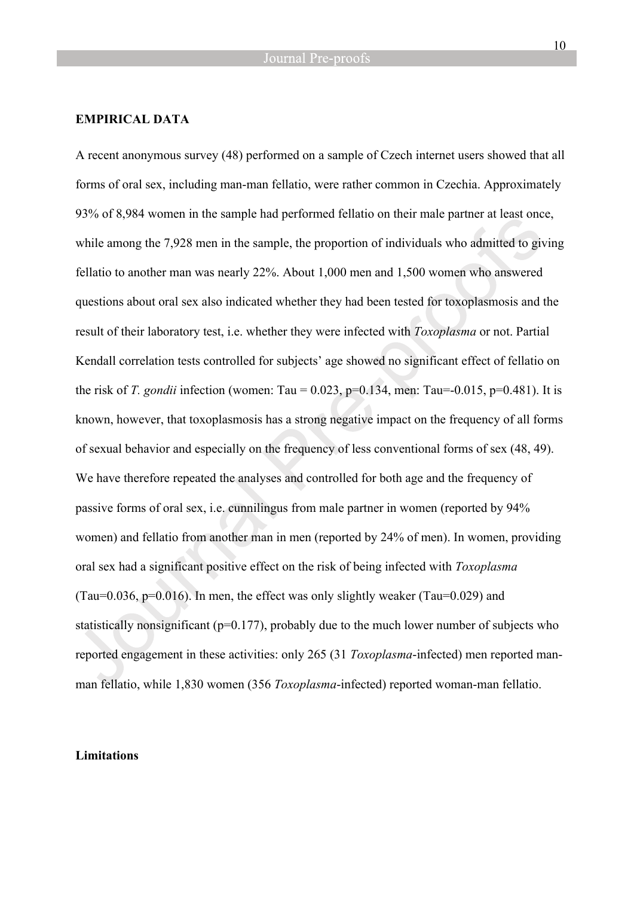**EMPIRICAL DATA**

A recent anonymous survey (48) performed on a sample of Czech internet users showed that all forms of oral sex, including man-man fellatio, were rather common in Czechia. Approximately 93% of 8,984 women in the sample had performed fellatio on their male partner at least once, while among the 7,928 men in the sample, the proportion of individuals who admitted to giving fellatio to another man was nearly 22%. About 1,000 men and 1,500 women who answered questions about oral sex also indicated whether they had been tested for toxoplasmosis and the result of their laboratory test, i.e. whether they were infected with *Toxoplasma* or not. Partial Kendall correlation tests controlled for subjects' age showed no significant effect of fellatio on the risk of *T. gondii* infection (women: Tau = 0.023, p=0.134, men: Tau=-0.015, p=0.481). It is known, however, that toxoplasmosis has a strong negative impact on the frequency of all forms of sexual behavior and especially on the frequency of less conventional forms of sex (48, 49). We have therefore repeated the analyses and controlled for both age and the frequency of passive forms of oral sex, i.e. cunnilingus from male partner in women (reported by 94% women) and fellatio from another man in men (reported by 24% of men). In women, providing oral sex had a significant positive effect on the risk of being infected with *Toxoplasma* (Tau=0.036, p=0.016). In men, the effect was only slightly weaker (Tau=0.029) and statistically nonsignificant (p=0.177), probably due to the much lower number of subjects who reported engagement in these activities: only 265 (31 *Toxoplasma*-infected) men reported man-man fellatio, while 1,830 women (356 *Toxoplasma*-infected) reported woman-man fellatio.

**Limitations**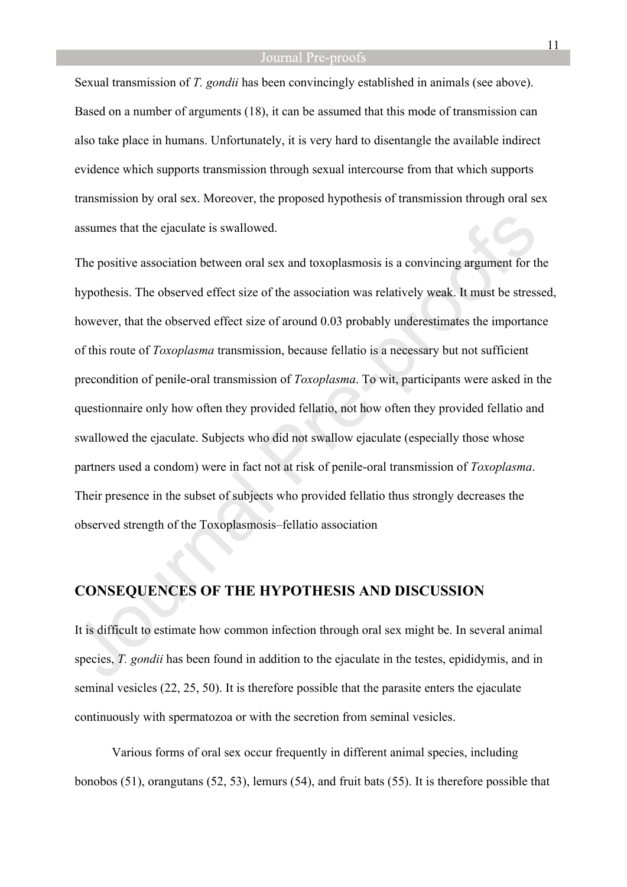Sexual transmission of *T. gondii* has been convincingly established in animals (see above). Based on a number of arguments (18), it can be assumed that this mode of transmission can also take place in humans. Unfortunately, it is very hard to disentangle the available indirect evidence which supports transmission through sexual intercourse from that which supports transmission by oral sex. Moreover, the proposed hypothesis of transmission through oral sex assumes that the ejaculate is swallowed.

The positive association between oral sex and toxoplasmosis is a convincing argument for the hypothesis. The observed effect size of the association was relatively weak. It must be stressed, however, that the observed effect size of around 0.03 probably underestimates the importance of this route of *Toxoplasma* transmission, because fellatio is a necessary but not sufficient precondition of penile-oral transmission of *Toxoplasma*. To wit, participants were asked in the questionnaire only how often they provided fellatio, not how often they provided fellatio and swallowed the ejaculate. Subjects who did not swallow ejaculate (especially those whose partners used a condom) were in fact not at risk of penile-oral transmission of *Toxoplasma*. Their presence in the subset of subjects who provided fellatio thus strongly decreases the observed strength of the Toxoplasmosis–fellatio association

## CONSEQUENCES OF THE HYPOTHESIS AND DISCUSSION

It is difficult to estimate how common infection through oral sex might be. In several animal species, *T. gondii* has been found in addition to the ejaculate in the testes, epididymis, and in seminal vesicles (22, 25, 50). It is therefore possible that the parasite enters the ejaculate continuously with spermatozoa or with the secretion from seminal vesicles.

Various forms of oral sex occur frequently in different animal species, including bonobos (51), orangutans (52, 53), lemurs (54), and fruit bats (55). It is therefore possible that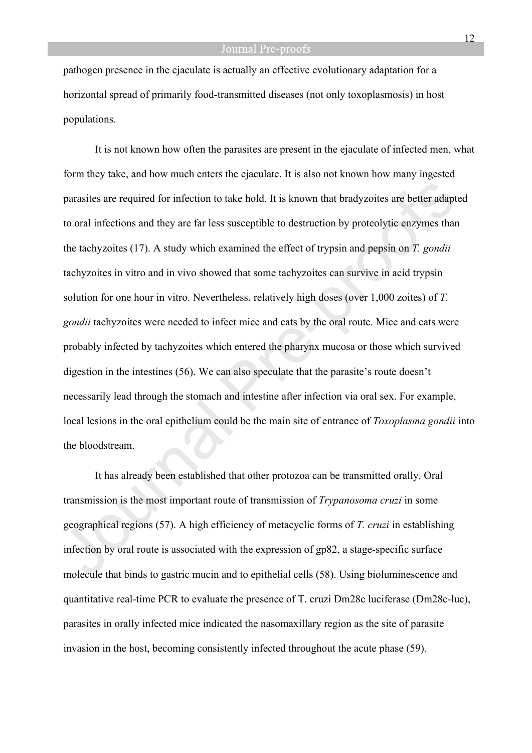pathogen presence in the ejaculate is actually an effective evolutionary adaptation for a horizontal spread of primarily food-transmitted diseases (not only toxoplasmosis) in host populations.

It is not known how often the parasites are present in the ejaculate of infected men, what form they take, and how much enters the ejaculate. It is also not known how many ingested parasites are required for infection to take hold. It is known that bradyzoites are better adapted to oral infections and they are far less susceptible to destruction by proteolytic enzymes than the tachyzoites (17). A study which examined the effect of trypsin and pepsin on *T. gondii* tachyzoites in vitro and in vivo showed that some tachyzoites can survive in acid trypsin solution for one hour in vitro. Nevertheless, relatively high doses (over 1,000 zoites) of *T. gondii* tachyzoites were needed to infect mice and cats by the oral route. Mice and cats were probably infected by tachyzoites which entered the pharynx mucosa or those which survived digestion in the intestines (56). We can also speculate that the parasite's route doesn't necessarily lead through the stomach and intestine after infection via oral sex. For example, local lesions in the oral epithelium could be the main site of entrance of *Toxoplasma gondii* into the bloodstream.

It has already been established that other protozoa can be transmitted orally. Oral transmission is the most important route of transmission of *Trypanosoma cruzi* in some geographical regions (57). A high efficiency of metacyclic forms of *T. cruzi* in establishing infection by oral route is associated with the expression of gp82, a stage-specific surface molecule that binds to gastric mucin and to epithelial cells (58). Using bioluminescence and quantitative real-time PCR to evaluate the presence of T. cruzi Dm28c luciferase (Dm28c-luc), parasites in orally infected mice indicated the nasomaxillary region as the site of parasite invasion in the host, becoming consistently infected throughout the acute phase (59).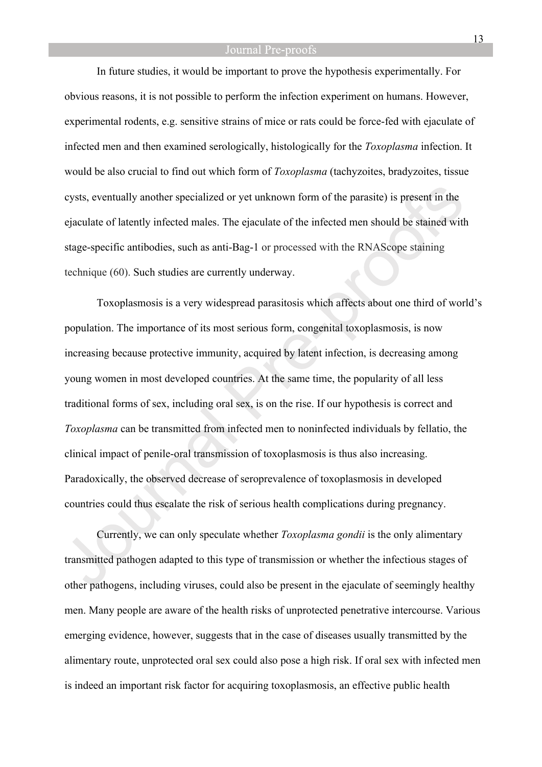In future studies, it would be important to prove the hypothesis experimentally. For obvious reasons, it is not possible to perform the infection experiment on humans. However, experimental rodents, e.g. sensitive strains of mice or rats could be force-fed with ejaculate of infected men and then examined serologically, histologically for the *Toxoplasma* infection. It would be also crucial to find out which form of *Toxoplasma* (tachyzoites, bradyzoites, tissue cysts, eventually another specialized or yet unknown form of the parasite) is present in the ejaculate of latently infected males. The ejaculate of the infected men should be stained with stage-specific antibodies, such as anti-Bag-1 or processed with the RNAScope staining technique (60). Such studies are currently underway.

Toxoplasmosis is a very widespread parasitosis which affects about one third of world's population. The importance of its most serious form, congenital toxoplasmosis, is now increasing because protective immunity, acquired by latent infection, is decreasing among young women in most developed countries. At the same time, the popularity of all less traditional forms of sex, including oral sex, is on the rise. If our hypothesis is correct and *Toxoplasma* can be transmitted from infected men to noninfected individuals by fellatio, the clinical impact of penile-oral transmission of toxoplasmosis is thus also increasing. Paradoxically, the observed decrease of seroprevalence of toxoplasmosis in developed countries could thus escalate the risk of serious health complications during pregnancy.

Currently, we can only speculate whether *Toxoplasma gondii* is the only alimentary transmitted pathogen adapted to this type of transmission or whether the infectious stages of other pathogens, including viruses, could also be present in the ejaculate of seemingly healthy men. Many people are aware of the health risks of unprotected penetrative intercourse. Various emerging evidence, however, suggests that in the case of diseases usually transmitted by the alimentary route, unprotected oral sex could also pose a high risk. If oral sex with infected men is indeed an important risk factor for acquiring toxoplasmosis, an effective public health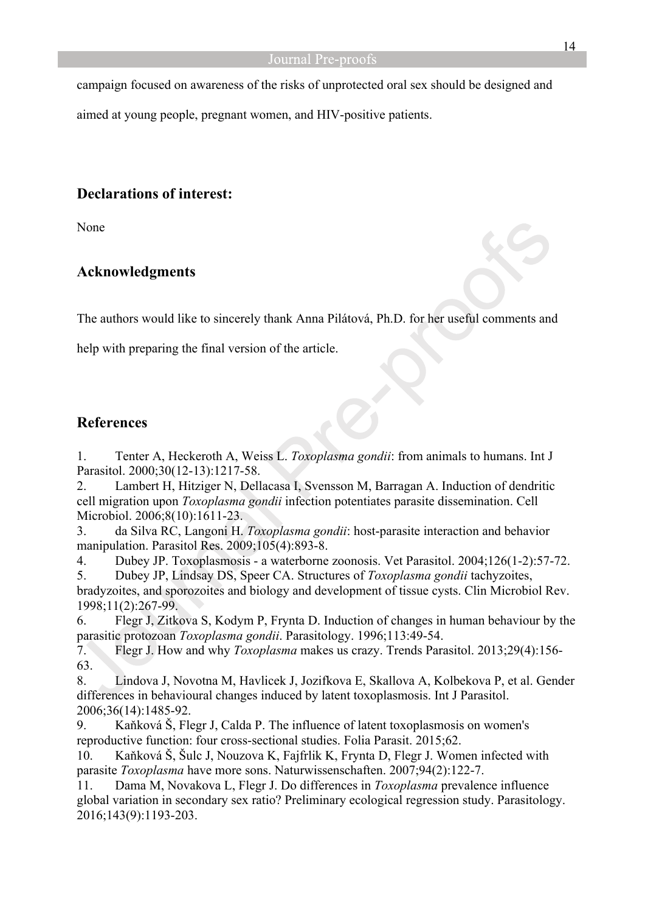campaign focused on awareness of the risks of unprotected oral sex should be designed and aimed at young people, pregnant women, and HIV-positive patients.

## Declarations of interest:

None

## Acknowledgments

The authors would like to sincerely thank Anna Pilátová, Ph.D. for her useful comments and help with preparing the final version of the article.

## References

1. Tenter A, Heckeroth A, Weiss L. *Toxoplasma gondii*: from animals to humans. Int J Parasitol. 2000;30(12-13):1217-58.
2. Lambert H, Hitziger N, Dellacasa I, Svensson M, Barragan A. Induction of dendritic cell migration upon *Toxoplasma gondii* infection potentiates parasite dissemination. Cell Microbiol. 2006;8(10):1611-23.
3. da Silva RC, Langoni H. *Toxoplasma gondii*: host-parasite interaction and behavior manipulation. Parasitol Res. 2009;105(4):893-8.
4. Dubey JP. Toxoplasmosis - a waterborne zoonosis. Vet Parasitol. 2004;126(1-2):57-72.
5. Dubey JP, Lindsay DS, Speer CA. Structures of *Toxoplasma gondii* tachyzoites, bradyzoites, and sporozoites and biology and development of tissue cysts. Clin Microbiol Rev. 1998;11(2):267-99.
6. Flegr J, Zitkova S, Kodym P, Frynta D. Induction of changes in human behaviour by the parasitic protozoan *Toxoplasma gondii*. Parasitology. 1996;113:49-54.
7. Flegr J. How and why *Toxoplasma* makes us crazy. Trends Parasitol. 2013;29(4):156-63.
8. Lindova J, Novotna M, Havlicek J, Jozifkova E, Skallova A, Kolbekova P, et al. Gender differences in behavioural changes induced by latent toxoplasmosis. Int J Parasitol. 2006;36(14):1485-92.
9. Kaňková Š, Flegr J, Calda P. The influence of latent toxoplasmosis on women's reproductive function: four cross-sectional studies. Folia Parasit. 2015;62.
10. Kaňková Š, Šulc J, Nouzova K, Fajfrlik K, Frynta D, Flegr J. Women infected with parasite *Toxoplasma* have more sons. Naturwissenschaften. 2007;94(2):122-7.
11. Dama M, Novakova L, Flegr J. Do differences in *Toxoplasma* prevalence influence global variation in secondary sex ratio? Preliminary ecological regression study. Parasitology. 2016;143(9):1193-203.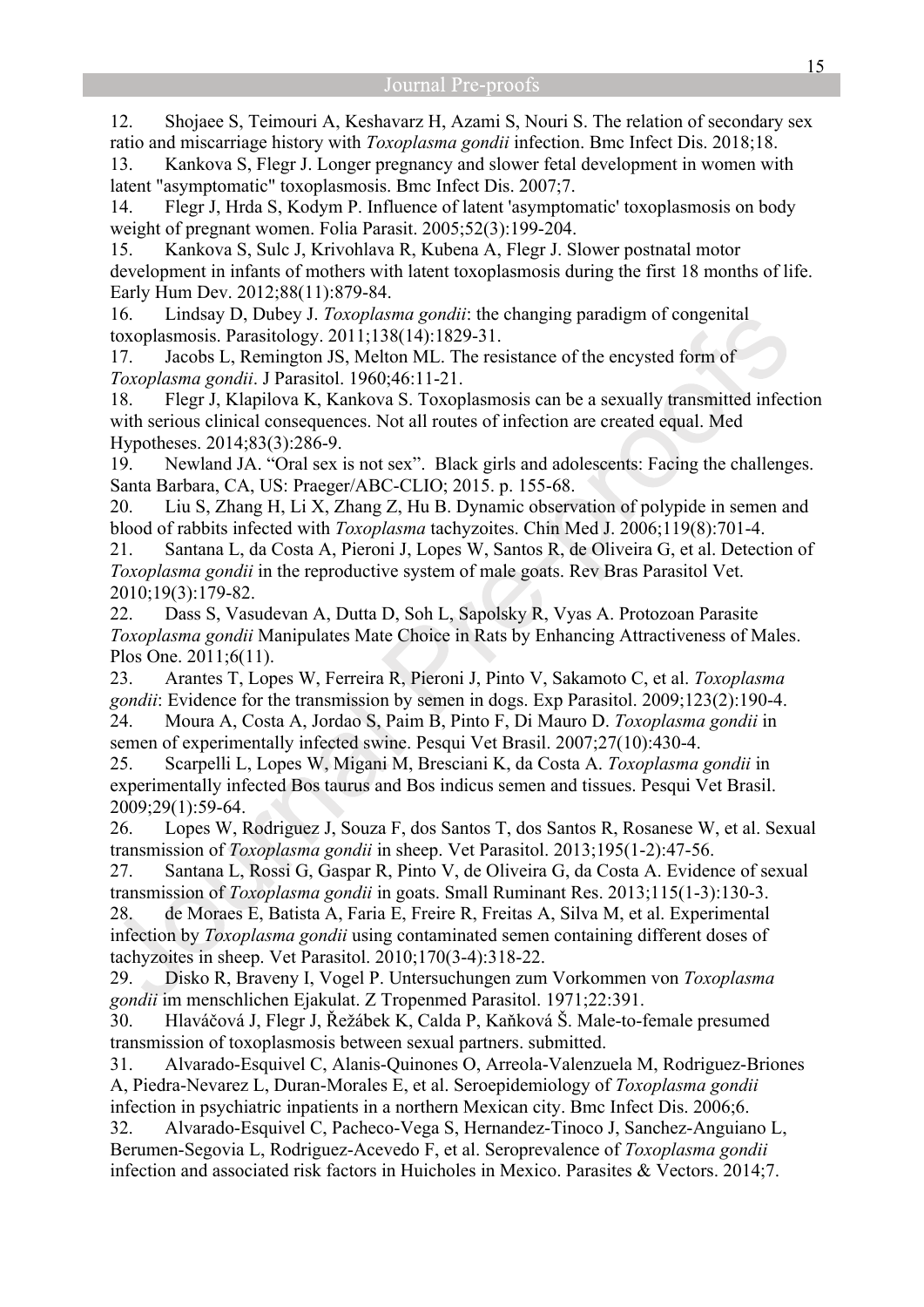12. Shojaee S, Teimouri A, Keshavarz H, Azami S, Nouri S. The relation of secondary sex ratio and miscarriage history with *Toxoplasma gondii* infection. Bmc Infect Dis. 2018;18.
13. Kankova S, Flegr J. Longer pregnancy and slower fetal development in women with latent "asymptomatic" toxoplasmosis. Bmc Infect Dis. 2007;7.
14. Flegr J, Hrda S, Kodym P. Influence of latent 'asymptomatic' toxoplasmosis on body weight of pregnant women. Folia Parasit. 2005;52(3):199-204.
15. Kankova S, Sulc J, Krivohlava R, Kubena A, Flegr J. Slower postnatal motor development in infants of mothers with latent toxoplasmosis during the first 18 months of life. Early Hum Dev. 2012;88(11):879-84.
16. Lindsay D, Dubey J. *Toxoplasma gondii*: the changing paradigm of congenital toxoplasmosis. Parasitology. 2011;138(14):1829-31.
17. Jacobs L, Remington JS, Melton ML. The resistance of the encysted form of *Toxoplasma gondii*. J Parasitol. 1960;46:11-21.
18. Flegr J, Klapilova K, Kankova S. Toxoplasmosis can be a sexually transmitted infection with serious clinical consequences. Not all routes of infection are created equal. Med Hypotheses. 2014;83(3):286-9.
19. Newland JA. "Oral sex is not sex". Black girls and adolescents: Facing the challenges. Santa Barbara, CA, US: Praeger/ABC-CLIO; 2015. p. 155-68.
20. Liu S, Zhang H, Li X, Zhang Z, Hu B. Dynamic observation of polypide in semen and blood of rabbits infected with *Toxoplasma* tachyzoites. Chin Med J. 2006;119(8):701-4.
21. Santana L, da Costa A, Pieroni J, Lopes W, Santos R, de Oliveira G, et al. Detection of *Toxoplasma gondii* in the reproductive system of male goats. Rev Bras Parasitol Vet. 2010;19(3):179-82.
22. Dass S, Vasudevan A, Dutta D, Soh L, Sapolsky R, Vyas A. Protozoan Parasite *Toxoplasma gondii* Manipulates Mate Choice in Rats by Enhancing Attractiveness of Males. Plos One. 2011;6(11).
23. Arantes T, Lopes W, Ferreira R, Pieroni J, Pinto V, Sakamoto C, et al. *Toxoplasma gondii*: Evidence for the transmission by semen in dogs. Exp Parasitol. 2009;123(2):190-4.
24. Moura A, Costa A, Jordao S, Paim B, Pinto F, Di Mauro D. *Toxoplasma gondii* in semen of experimentally infected swine. Pesqui Vet Brasil. 2007;27(10):430-4.
25. Scarpelli L, Lopes W, Migani M, Bresciani K, da Costa A. *Toxoplasma gondii* in experimentally infected Bos taurus and Bos indicus semen and tissues. Pesqui Vet Brasil. 2009;29(1):59-64.
26. Lopes W, Rodriguez J, Souza F, dos Santos T, dos Santos R, Rosanese W, et al. Sexual transmission of *Toxoplasma gondii* in sheep. Vet Parasitol. 2013;195(1-2):47-56.
27. Santana L, Rossi G, Gaspar R, Pinto V, de Oliveira G, da Costa A. Evidence of sexual transmission of *Toxoplasma gondii* in goats. Small Ruminant Res. 2013;115(1-3):130-3.
28. de Moraes E, Batista A, Faria E, Freire R, Freitas A, Silva M, et al. Experimental infection by *Toxoplasma gondii* using contaminated semen containing different doses of tachyzoites in sheep. Vet Parasitol. 2010;170(3-4):318-22.
29. Disko R, Braveny I, Vogel P. Untersuchungen zum Vorkommen von *Toxoplasma gondii* im menschlichen Ejakulat. Z Tropenmed Parasitol. 1971;22:391.
30. Hlaváčová J, Flegr J, Řežábek K, Calda P, Kaňková Š. Male-to-female presumed transmission of toxoplasmosis between sexual partners. submitted.
31. Alvarado-Esquivel C, Alanis-Quinones O, Arreola-Valenzuela M, Rodriguez-Briones A, Piedra-Nevarez L, Duran-Morales E, et al. Seroepidemiology of *Toxoplasma gondii* infection in psychiatric inpatients in a northern Mexican city. Bmc Infect Dis. 2006;6.
32. Alvarado-Esquivel C, Pacheco-Vega S, Hernandez-Tinoco J, Sanchez-Anguiano L, Berumen-Segovia L, Rodriguez-Acevedo F, et al. Seroprevalence of *Toxoplasma gondii* infection and associated risk factors in Huicholes in Mexico. Parasites & Vectors. 2014;7.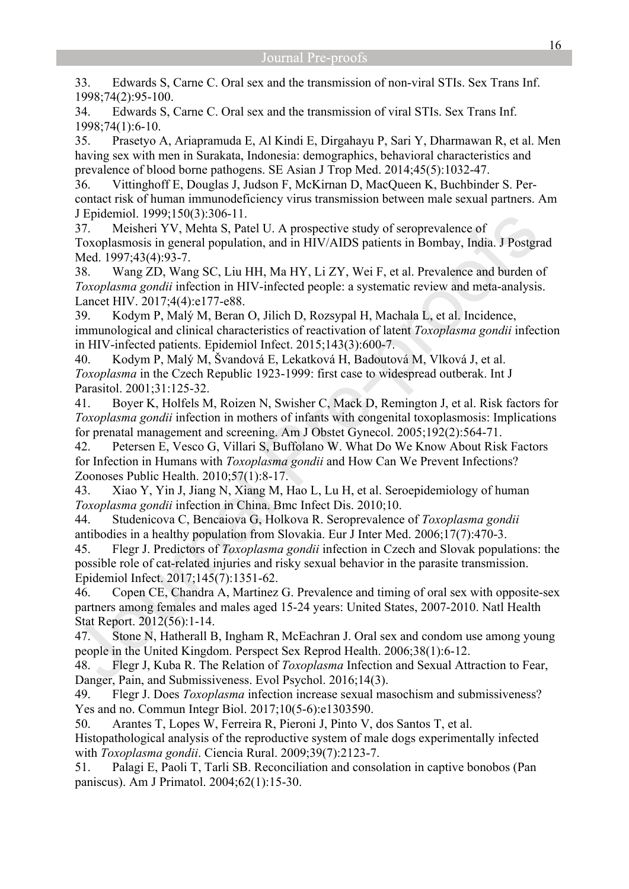33. Edwards S, Carne C. Oral sex and the transmission of non-viral STIs. Sex Trans Inf. 1998;74(2):95-100.

34. Edwards S, Carne C. Oral sex and the transmission of viral STIs. Sex Trans Inf. 1998;74(1):6-10.

35. Prasetyo A, Ariapramuda E, Al Kindi E, Dirgahayu P, Sari Y, Dharmawan R, et al. Men having sex with men in Surakata, Indonesia: demographics, behavioral characteristics and prevalence of blood borne pathogens. SE Asian J Trop Med. 2014;45(5):1032-47.

36. Vittinghoff E, Douglas J, Judson F, McKirnan D, MacQueen K, Buchbinder S. Per-contact risk of human immunodeficiency virus transmission between male sexual partners. Am J Epidemiol. 1999;150(3):306-11.

37. Meisheri YV, Mehta S, Patel U. A prospective study of seroprevalence of Toxoplasmosis in general population, and in HIV/AIDS patients in Bombay, India. J Postgrad Med. 1997;43(4):93-7.

38. Wang ZD, Wang SC, Liu HH, Ma HY, Li ZY, Wei F, et al. Prevalence and burden of *Toxoplasma gondii* infection in HIV-infected people: a systematic review and meta-analysis. Lancet HIV. 2017;4(4):e177-e88.

39. Kodym P, Malý M, Beran O, Jilich D, Rozsypal H, Machala L, et al. Incidence, immunological and clinical characteristics of reactivation of latent *Toxoplasma gondii* infection in HIV-infected patients. Epidemiol Infect. 2015;143(3):600-7.

40. Kodym P, Malý M, Švandová E, Lekatková H, Badoutová M, Vlková J, et al. *Toxoplasma* in the Czech Republic 1923-1999: first case to widespread outberak. Int J Parasitol. 2001;31:125-32.

41. Boyer K, Holfels M, Roizen N, Swisher C, Mack D, Remington J, et al. Risk factors for *Toxoplasma gondii* infection in mothers of infants with congenital toxoplasmosis: Implications for prenatal management and screening. Am J Obstet Gynecol. 2005;192(2):564-71.

42. Petersen E, Vesco G, Villari S, Buffolano W. What Do We Know About Risk Factors for Infection in Humans with *Toxoplasma gondii* and How Can We Prevent Infections? Zoonoses Public Health. 2010;57(1):8-17.

43. Xiao Y, Yin J, Jiang N, Xiang M, Hao L, Lu H, et al. Seroepidemiology of human *Toxoplasma gondii* infection in China. Bmc Infect Dis. 2010;10.

44. Studenicova C, Bencaiova G, Holkova R. Seroprevalence of *Toxoplasma gondii* antibodies in a healthy population from Slovakia. Eur J Inter Med. 2006;17(7):470-3.

45. Flegr J. Predictors of *Toxoplasma gondii* infection in Czech and Slovak populations: the possible role of cat-related injuries and risky sexual behavior in the parasite transmission. Epidemiol Infect. 2017;145(7):1351-62.

46. Copen CE, Chandra A, Martinez G. Prevalence and timing of oral sex with opposite-sex partners among females and males aged 15-24 years: United States, 2007-2010. Natl Health Stat Report. 2012(56):1-14.

47. Stone N, Hatherall B, Ingham R, McEachran J. Oral sex and condom use among young people in the United Kingdom. Perspect Sex Reprod Health. 2006;38(1):6-12.

48. Flegr J, Kuba R. The Relation of *Toxoplasma* Infection and Sexual Attraction to Fear, Danger, Pain, and Submissiveness. Evol Psychol. 2016;14(3).

49. Flegr J. Does *Toxoplasma* infection increase sexual masochism and submissiveness? Yes and no. Commun Integr Biol. 2017;10(5-6):e1303590.

50. Arantes T, Lopes W, Ferreira R, Pieroni J, Pinto V, dos Santos T, et al. Histopathological analysis of the reproductive system of male dogs experimentally infected with *Toxoplasma gondii*. Ciencia Rural. 2009;39(7):2123-7.

51. Palagi E, Paoli T, Tarli SB. Reconciliation and consolation in captive bonobos (Pan paniscus). Am J Primatol. 2004;62(1):15-30.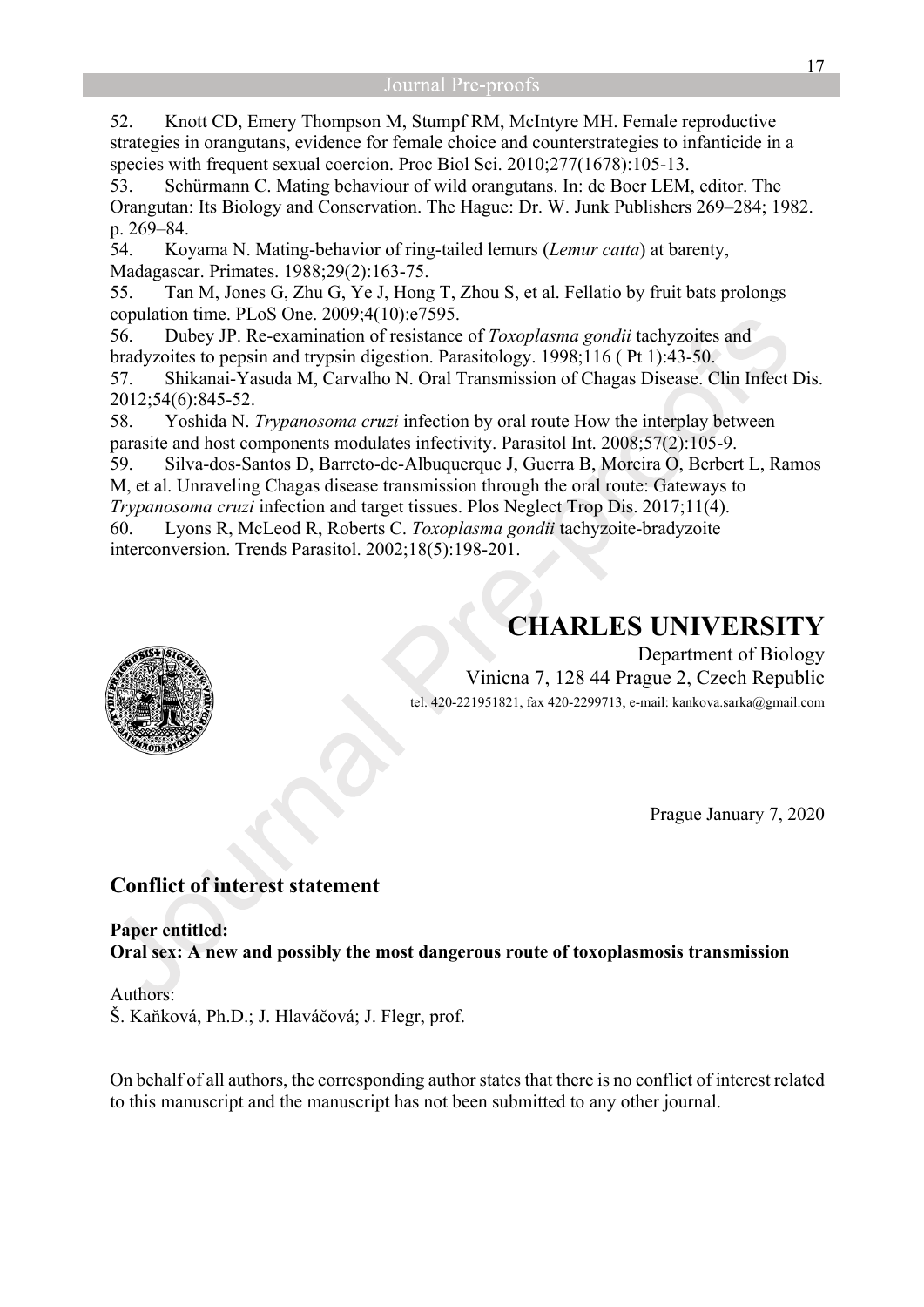52. Knott CD, Emery Thompson M, Stumpf RM, McIntyre MH. Female reproductive strategies in orangutans, evidence for female choice and counterstrategies to infanticide in a species with frequent sexual coercion. Proc Biol Sci. 2010;277(1678):105-13.

53. Schürmann C. Mating behaviour of wild orangutans. In: de Boer LEM, editor. The Orangutan: Its Biology and Conservation. The Hague: Dr. W. Junk Publishers 269–284; 1982. p. 269–84.

54. Koyama N. Mating-behavior of ring-tailed lemurs (*Lemur catta*) at barenty, Madagascar. Primates. 1988;29(2):163-75.

55. Tan M, Jones G, Zhu G, Ye J, Hong T, Zhou S, et al. Fellatio by fruit bats prolongs copulation time. PLoS One. 2009;4(10):e7595.

56. Dubey JP. Re-examination of resistance of *Toxoplasma gondii* tachyzoites and bradyzoites to pepsin and trypsin digestion. Parasitology. 1998;116 ( Pt 1):43-50.

57. Shikanai-Yasuda M, Carvalho N. Oral Transmission of Chagas Disease. Clin Infect Dis. 2012;54(6):845-52.

58. Yoshida N. *Trypanosoma cruzi* infection by oral route How the interplay between parasite and host components modulates infectivity. Parasitol Int. 2008;57(2):105-9.

59. Silva-dos-Santos D, Barreto-de-Albuquerque J, Guerra B, Moreira O, Berbert L, Ramos M, et al. Unraveling Chagas disease transmission through the oral route: Gateways to *Trypanosoma cruzi* infection and target tissues. Plos Neglect Trop Dis. 2017;11(4).

60. Lyons R, McLeod R, Roberts C. *Toxoplasma gondii* tachyzoite-bradyzoite interconversion. Trends Parasitol. 2002;18(5):198-201.

# CHARLES UNIVERSITY

Department of Biology
Vinicna 7, 128 44 Prague 2, Czech Republic
tel. 420-221951821, fax 420-2299713, e-mail: kankova.sarka@gmail.com

Prague January 7, 2020

## Conflict of interest statement

**Paper entitled:**
**Oral sex: A new and possibly the most dangerous route of toxoplasmosis transmission**

Authors:
Š. Kaňková, Ph.D.; J. Hlaváčová; J. Flegr, prof.

On behalf of all authors, the corresponding author states that there is no conflict of interest related to this manuscript and the manuscript has not been submitted to any other journal.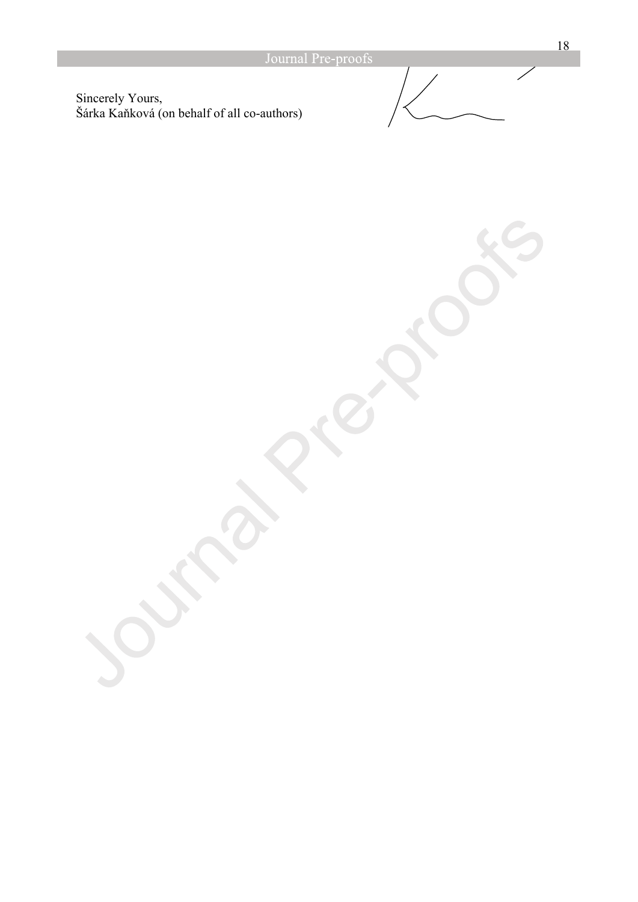Sincerely Yours,
Šárka Kaňková (on behalf of all co-authors)